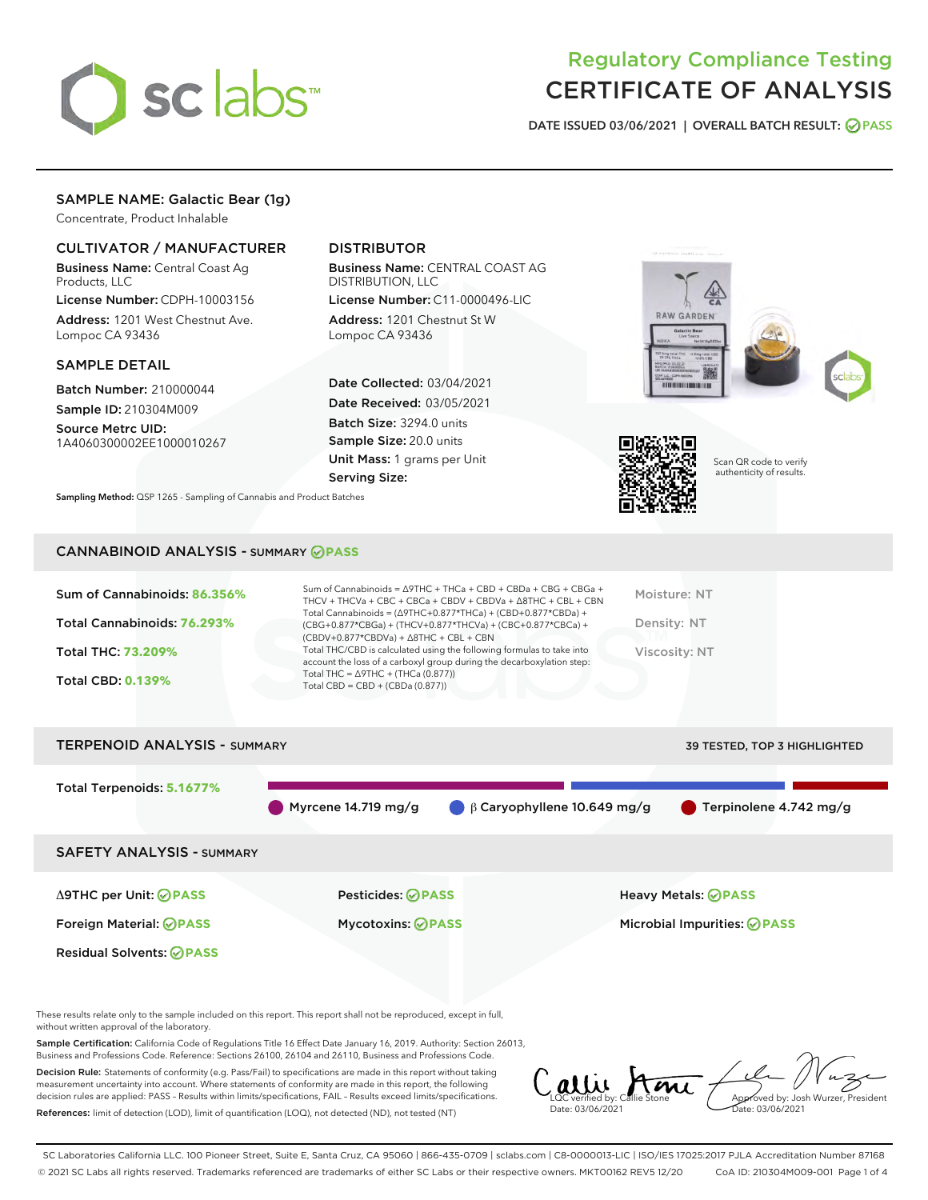# Regulatory Compliance Testing
# CERTIFICATE OF ANALYSIS

DATE ISSUED 03/06/2021 | OVERALL BATCH RESULT: PASS

## SAMPLE NAME: Galactic Bear (1g)

Concentrate, Product Inhalable

### CULTIVATOR / MANUFACTURER

**Business Name:** Central Coast Ag Products, LLC
**License Number:** CDPH-10003156
**Address:** 1201 West Chestnut Ave. Lompoc CA 93436

### DISTRIBUTOR

**Business Name:** CENTRAL COAST AG DISTRIBUTION, LLC
**License Number:** C11-0000496-LIC
**Address:** 1201 Chestnut St W Lompoc CA 93436

### SAMPLE DETAIL

**Batch Number:** 210000044
**Sample ID:** 210304M009
**Source Metrc UID:** 1A4060300002EE1000010267

**Date Collected:** 03/04/2021
**Date Received:** 03/05/2021
**Batch Size:** 3294.0 units
**Sample Size:** 20.0 units
**Unit Mass:** 1 grams per Unit
**Serving Size:**

Scan QR code to verify authenticity of results.

**Sampling Method:** QSP 1265 - Sampling of Cannabis and Product Batches

## CANNABINOID ANALYSIS - SUMMARY PASS

Sum of Cannabinoids: **86.356%**

Total Cannabinoids: **76.293%**

Total THC: **73.209%**

Total CBD: **0.139%**

Sum of Cannabinoids = Δ9THC + THCa + CBD + CBDa + CBG + CBGa + THCV + THCVa + CBC + CBCa + CBDV + CBDVa + Δ8THC + CBL + CBN
Total Cannabinoids = (Δ9THC+0.877*THCa) + (CBD+0.877*CBDa) + (CBG+0.877*CBGa) + (THCV+0.877*THCVa) + (CBC+0.877*CBCa) + (CBDV+0.877*CBDVa) + Δ8THC + CBL + CBN
Total THC/CBD is calculated using the following formulas to take into account the loss of a carboxyl group during the decarboxylation step:
Total THC = Δ9THC + (THCa (0.877))
Total CBD = CBD + (CBDa (0.877))

Moisture: NT

Density: NT

Viscosity: NT

## TERPENOID ANALYSIS - SUMMARY

39 TESTED, TOP 3 HIGHLIGHTED

Total Terpenoids: **5.1677%**

Myrcene 14.719 mg/g | β Caryophyllene 10.649 mg/g | Terpinolene 4.742 mg/g

## SAFETY ANALYSIS - SUMMARY

| | | |
|---|---|---|
| Δ9THC per Unit: PASS | Pesticides: PASS | Heavy Metals: PASS |
| Foreign Material: PASS | Mycotoxins: PASS | Microbial Impurities: PASS |
| Residual Solvents: PASS | | |

These results relate only to the sample included on this report. This report shall not be reproduced, except in full, without written approval of the laboratory.

**Sample Certification:** California Code of Regulations Title 16 Effect Date January 16, 2019. Authority: Section 26013, Business and Professions Code. Reference: Sections 26100, 26104 and 26110, Business and Professions Code.

**Decision Rule:** Statements of conformity (e.g. Pass/Fail) to specifications are made in this report without taking measurement uncertainty into account. Where statements of conformity are made in this report, the following decision rules are applied: PASS - Results within limits/specifications, FAIL - Results exceed limits/specifications.

**References:** limit of detection (LOD), limit of quantification (LOQ), not detected (ND), not tested (NT)

LQC verified by: Callie Stone
Date: 03/06/2021

Approved by: Josh Wurzer, President
Date: 03/06/2021

SC Laboratories California LLC. 100 Pioneer Street, Suite E, Santa Cruz, CA 95060 | 866-435-0709 | sclabs.com | C8-0000013-LIC | ISO/IES 17025:2017 PJLA Accreditation Number 87168
© 2021 SC Labs all rights reserved. Trademarks referenced are trademarks of either SC Labs or their respective owners. MKT00162 REV5 12/20 CoA ID: 210304M009-001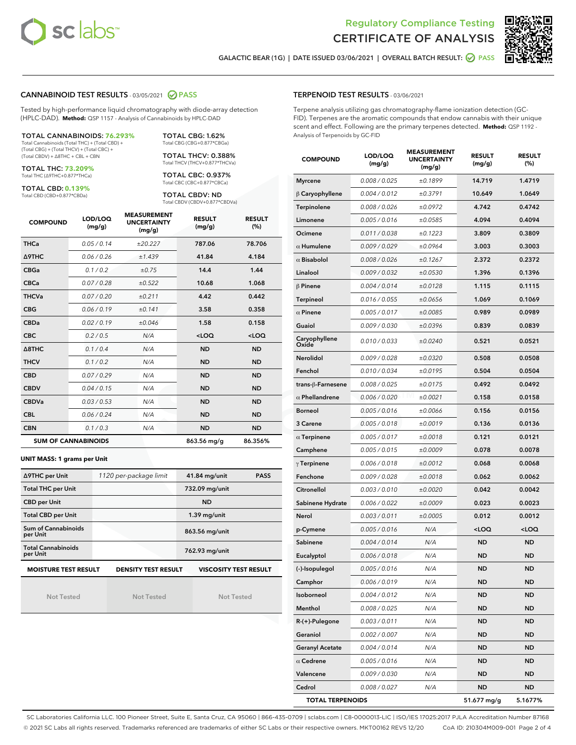# Regulatory Compliance Testing
# CERTIFICATE OF ANALYSIS

GALACTIC BEAR (1G) | DATE ISSUED 03/06/2021 | OVERALL BATCH RESULT: PASS

## CANNABINOID TEST RESULTS - 03/05/2021 PASS

Tested by high-performance liquid chromatography with diode-array detection (HPLC-DAD). **Method:** QSP 1157 - Analysis of Cannabinoids by HPLC-DAD

**TOTAL CANNABINOIDS: 76.293%**
Total Cannabinoids (Total THC) + (Total CBD) + (Total CBG) + (Total THCV) + (Total CBC) + (Total CBDV) + Δ8THC + CBL + CBN

**TOTAL THC: 73.209%**
Total THC (Δ9THC+0.877*THCa)

**TOTAL CBD: 0.139%**
Total CBD (CBD+0.877*CBDa)

**TOTAL CBG: 1.62%**
Total CBG (CBG+0.877*CBGa)

**TOTAL THCV: 0.388%**
Total THCV (THCV+0.877*THCVa)

**TOTAL CBC: 0.937%**
Total CBC (CBC+0.877*CBCa)

**TOTAL CBDV: ND**
Total CBDV (CBDV+0.877*CBDVa)

| COMPOUND | LOD/LOQ (mg/g) | MEASUREMENT UNCERTAINTY (mg/g) | RESULT (mg/g) | RESULT (%) |
|---|---|---|---|---|
| THCa | 0.05 / 0.14 | ±20.227 | 787.06 | 78.706 |
| Δ9THC | 0.06 / 0.26 | ±1.439 | 41.84 | 4.184 |
| CBGa | 0.1 / 0.2 | ±0.75 | 14.4 | 1.44 |
| CBCa | 0.07 / 0.28 | ±0.522 | 10.68 | 1.068 |
| THCVa | 0.07 / 0.20 | ±0.211 | 4.42 | 0.442 |
| CBG | 0.06 / 0.19 | ±0.141 | 3.58 | 0.358 |
| CBDa | 0.02 / 0.19 | ±0.046 | 1.58 | 0.158 |
| CBC | 0.2 / 0.5 | N/A | <LOQ | <LOQ |
| Δ8THC | 0.1 / 0.4 | N/A | ND | ND |
| THCV | 0.1 / 0.2 | N/A | ND | ND |
| CBD | 0.07 / 0.29 | N/A | ND | ND |
| CBDV | 0.04 / 0.15 | N/A | ND | ND |
| CBDVa | 0.03 / 0.53 | N/A | ND | ND |
| CBL | 0.06 / 0.24 | N/A | ND | ND |
| CBN | 0.1 / 0.3 | N/A | ND | ND |
| **SUM OF CANNABINOIDS** | | | **863.56 mg/g** | **86.356%** |

**UNIT MASS: 1 grams per Unit**

| | | | |
|---|---|---|---|
| Δ9THC per Unit | 1120 per-package limit | 41.84 mg/unit | PASS |
| Total THC per Unit | | 732.09 mg/unit | |
| CBD per Unit | | ND | |
| Total CBD per Unit | | 1.39 mg/unit | |
| Sum of Cannabinoids per Unit | | 863.56 mg/unit | |
| Total Cannabinoids per Unit | | 762.93 mg/unit | |

| MOISTURE TEST RESULT | DENSITY TEST RESULT | VISCOSITY TEST RESULT |
|---|---|---|
| Not Tested | Not Tested | Not Tested |

## TERPENOID TEST RESULTS - 03/06/2021

Terpene analysis utilizing gas chromatography-flame ionization detection (GC-FID). Terpenes are the aromatic compounds that endow cannabis with their unique scent and effect. Following are the primary terpenes detected. **Method:** QSP 1192 - Analysis of Terpenoids by GC-FID

| COMPOUND | LOD/LOQ (mg/g) | MEASUREMENT UNCERTAINTY (mg/g) | RESULT (mg/g) | RESULT (%) |
|---|---|---|---|---|
| Myrcene | 0.008 / 0.025 | ±0.1899 | 14.719 | 1.4719 |
| β Caryophyllene | 0.004 / 0.012 | ±0.3791 | 10.649 | 1.0649 |
| Terpinolene | 0.008 / 0.026 | ±0.0972 | 4.742 | 0.4742 |
| Limonene | 0.005 / 0.016 | ±0.0585 | 4.094 | 0.4094 |
| Ocimene | 0.011 / 0.038 | ±0.1223 | 3.809 | 0.3809 |
| α Humulene | 0.009 / 0.029 | ±0.0964 | 3.003 | 0.3003 |
| α Bisabolol | 0.008 / 0.026 | ±0.1267 | 2.372 | 0.2372 |
| Linalool | 0.009 / 0.032 | ±0.0530 | 1.396 | 0.1396 |
| β Pinene | 0.004 / 0.014 | ±0.0128 | 1.115 | 0.1115 |
| Terpineol | 0.016 / 0.055 | ±0.0656 | 1.069 | 0.1069 |
| α Pinene | 0.005 / 0.017 | ±0.0085 | 0.989 | 0.0989 |
| Guaiol | 0.009 / 0.030 | ±0.0396 | 0.839 | 0.0839 |
| Caryophyllene Oxide | 0.010 / 0.033 | ±0.0240 | 0.521 | 0.0521 |
| Nerolidol | 0.009 / 0.028 | ±0.0320 | 0.508 | 0.0508 |
| Fenchol | 0.010 / 0.034 | ±0.0195 | 0.504 | 0.0504 |
| trans-β-Farnesene | 0.008 / 0.025 | ±0.0175 | 0.492 | 0.0492 |
| α Phellandrene | 0.006 / 0.020 | ±0.0021 | 0.158 | 0.0158 |
| Borneol | 0.005 / 0.016 | ±0.0066 | 0.156 | 0.0156 |
| 3 Carene | 0.005 / 0.018 | ±0.0019 | 0.136 | 0.0136 |
| α Terpinene | 0.005 / 0.017 | ±0.0018 | 0.121 | 0.0121 |
| Camphene | 0.005 / 0.015 | ±0.0009 | 0.078 | 0.0078 |
| γ Terpinene | 0.006 / 0.018 | ±0.0012 | 0.068 | 0.0068 |
| Fenchone | 0.009 / 0.028 | ±0.0018 | 0.062 | 0.0062 |
| Citronellol | 0.003 / 0.010 | ±0.0020 | 0.042 | 0.0042 |
| Sabinene Hydrate | 0.006 / 0.022 | ±0.0009 | 0.023 | 0.0023 |
| Nerol | 0.003 / 0.011 | ±0.0005 | 0.012 | 0.0012 |
| p-Cymene | 0.005 / 0.016 | N/A | <LOQ | <LOQ |
| Sabinene | 0.004 / 0.014 | N/A | ND | ND |
| Eucalyptol | 0.006 / 0.018 | N/A | ND | ND |
| (-)-Isopulegol | 0.005 / 0.016 | N/A | ND | ND |
| Camphor | 0.006 / 0.019 | N/A | ND | ND |
| Isoborneol | 0.004 / 0.012 | N/A | ND | ND |
| Menthol | 0.008 / 0.025 | N/A | ND | ND |
| R-(+)-Pulegone | 0.003 / 0.011 | N/A | ND | ND |
| Geraniol | 0.002 / 0.007 | N/A | ND | ND |
| Geranyl Acetate | 0.004 / 0.014 | N/A | ND | ND |
| α Cedrene | 0.005 / 0.016 | N/A | ND | ND |
| Valencene | 0.009 / 0.030 | N/A | ND | ND |
| Cedrol | 0.008 / 0.027 | N/A | ND | ND |
| **TOTAL TERPENOIDS** | | | **51.677 mg/g** | **5.1677%** |

SC Laboratories California LLC. 100 Pioneer Street, Suite E, Santa Cruz, CA 95060 | 866-435-0709 | sclabs.com | C8-0000013-LIC | ISO/IES 17025:2017 PJLA Accreditation Number 87168
© 2021 SC Labs all rights reserved. Trademarks referenced are trademarks of either SC Labs or their respective owners. MKT00162 REV5 12/20 CoA ID: 210304M009-001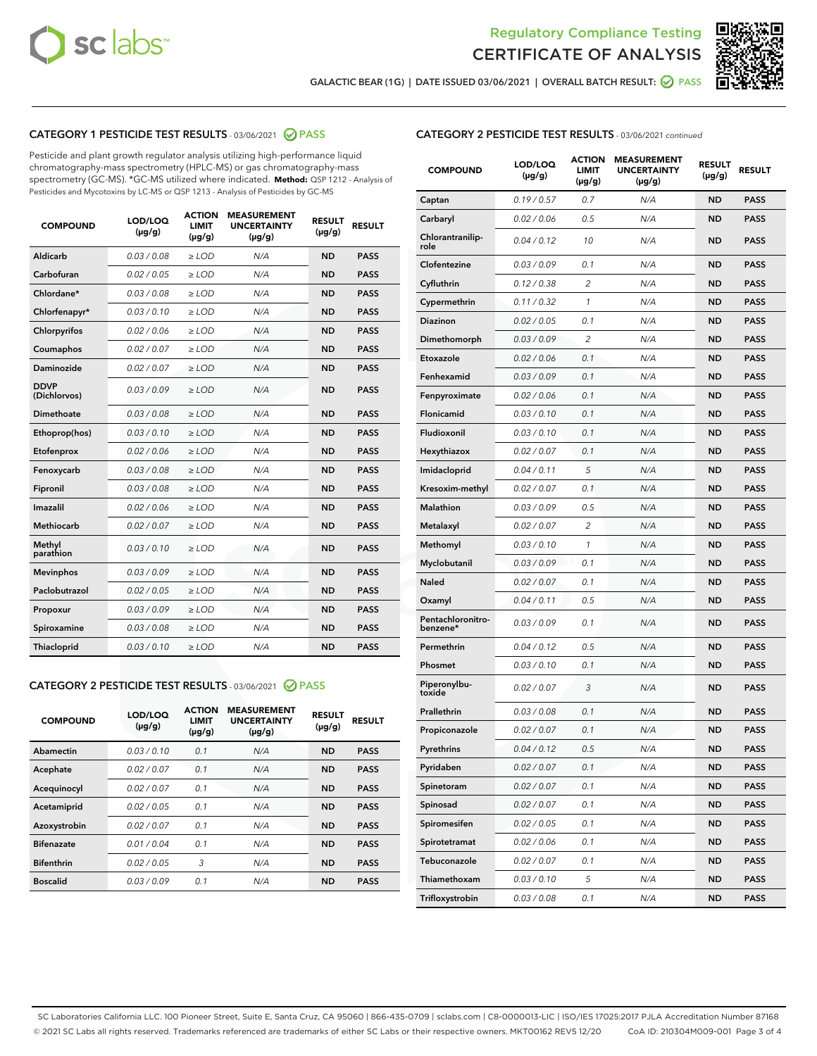Regulatory Compliance Testing
CERTIFICATE OF ANALYSIS

GALACTIC BEAR (1G) | DATE ISSUED 03/06/2021 | OVERALL BATCH RESULT: PASS

## CATEGORY 1 PESTICIDE TEST RESULTS - 03/06/2021 PASS

Pesticide and plant growth regulator analysis utilizing high-performance liquid chromatography-mass spectrometry (HPLC-MS) or gas chromatography-mass spectrometry (GC-MS). *GC-MS utilized where indicated. **Method:** QSP 1212 - Analysis of Pesticides and Mycotoxins by LC-MS or QSP 1213 - Analysis of Pesticides by GC-MS

| COMPOUND | LOD/LOQ (μg/g) | ACTION LIMIT (μg/g) | MEASUREMENT UNCERTAINTY (μg/g) | RESULT (μg/g) | RESULT |
|---|---|---|---|---|---|
| Aldicarb | 0.03 / 0.08 | ≥ LOD | N/A | ND | PASS |
| Carbofuran | 0.02 / 0.05 | ≥ LOD | N/A | ND | PASS |
| Chlordane* | 0.03 / 0.08 | ≥ LOD | N/A | ND | PASS |
| Chlorfenapyr* | 0.03 / 0.10 | ≥ LOD | N/A | ND | PASS |
| Chlorpyrifos | 0.02 / 0.06 | ≥ LOD | N/A | ND | PASS |
| Coumaphos | 0.02 / 0.07 | ≥ LOD | N/A | ND | PASS |
| Daminozide | 0.02 / 0.07 | ≥ LOD | N/A | ND | PASS |
| DDVP (Dichlorvos) | 0.03 / 0.09 | ≥ LOD | N/A | ND | PASS |
| Dimethoate | 0.03 / 0.08 | ≥ LOD | N/A | ND | PASS |
| Ethoprop(hos) | 0.03 / 0.10 | ≥ LOD | N/A | ND | PASS |
| Etofenprox | 0.02 / 0.06 | ≥ LOD | N/A | ND | PASS |
| Fenoxycarb | 0.03 / 0.08 | ≥ LOD | N/A | ND | PASS |
| Fipronil | 0.03 / 0.08 | ≥ LOD | N/A | ND | PASS |
| Imazalil | 0.02 / 0.06 | ≥ LOD | N/A | ND | PASS |
| Methiocarb | 0.02 / 0.07 | ≥ LOD | N/A | ND | PASS |
| Methyl parathion | 0.03 / 0.10 | ≥ LOD | N/A | ND | PASS |
| Mevinphos | 0.03 / 0.09 | ≥ LOD | N/A | ND | PASS |
| Paclobutrazol | 0.02 / 0.05 | ≥ LOD | N/A | ND | PASS |
| Propoxur | 0.03 / 0.09 | ≥ LOD | N/A | ND | PASS |
| Spiroxamine | 0.03 / 0.08 | ≥ LOD | N/A | ND | PASS |
| Thiacloprid | 0.03 / 0.10 | ≥ LOD | N/A | ND | PASS |

## CATEGORY 2 PESTICIDE TEST RESULTS - 03/06/2021 PASS

| COMPOUND | LOD/LOQ (μg/g) | ACTION LIMIT (μg/g) | MEASUREMENT UNCERTAINTY (μg/g) | RESULT (μg/g) | RESULT |
|---|---|---|---|---|---|
| Abamectin | 0.03 / 0.10 | 0.1 | N/A | ND | PASS |
| Acephate | 0.02 / 0.07 | 0.1 | N/A | ND | PASS |
| Acequinocyl | 0.02 / 0.07 | 0.1 | N/A | ND | PASS |
| Acetamiprid | 0.02 / 0.05 | 0.1 | N/A | ND | PASS |
| Azoxystrobin | 0.02 / 0.07 | 0.1 | N/A | ND | PASS |
| Bifenazate | 0.01 / 0.04 | 0.1 | N/A | ND | PASS |
| Bifenthrin | 0.02 / 0.05 | 3 | N/A | ND | PASS |
| Boscalid | 0.03 / 0.09 | 0.1 | N/A | ND | PASS |
| Captan | 0.19 / 0.57 | 0.7 | N/A | ND | PASS |
| Carbaryl | 0.02 / 0.06 | 0.5 | N/A | ND | PASS |
| Chlorantraniliprole | 0.04 / 0.12 | 10 | N/A | ND | PASS |
| Clofentezine | 0.03 / 0.09 | 0.1 | N/A | ND | PASS |
| Cyfluthrin | 0.12 / 0.38 | 2 | N/A | ND | PASS |
| Cypermethrin | 0.11 / 0.32 | 1 | N/A | ND | PASS |
| Diazinon | 0.02 / 0.05 | 0.1 | N/A | ND | PASS |
| Dimethomorph | 0.03 / 0.09 | 2 | N/A | ND | PASS |
| Etoxazole | 0.02 / 0.06 | 0.1 | N/A | ND | PASS |
| Fenhexamid | 0.03 / 0.09 | 0.1 | N/A | ND | PASS |
| Fenpyroximate | 0.02 / 0.06 | 0.1 | N/A | ND | PASS |
| Flonicamid | 0.03 / 0.10 | 0.1 | N/A | ND | PASS |
| Fludioxonil | 0.03 / 0.10 | 0.1 | N/A | ND | PASS |
| Hexythiazox | 0.02 / 0.07 | 0.1 | N/A | ND | PASS |
| Imidacloprid | 0.04 / 0.11 | 5 | N/A | ND | PASS |
| Kresoxim-methyl | 0.02 / 0.07 | 0.1 | N/A | ND | PASS |
| Malathion | 0.03 / 0.09 | 0.5 | N/A | ND | PASS |
| Metalaxyl | 0.02 / 0.07 | 2 | N/A | ND | PASS |
| Methomyl | 0.03 / 0.10 | 1 | N/A | ND | PASS |
| Myclobutanil | 0.03 / 0.09 | 0.1 | N/A | ND | PASS |
| Naled | 0.02 / 0.07 | 0.1 | N/A | ND | PASS |
| Oxamyl | 0.04 / 0.11 | 0.5 | N/A | ND | PASS |
| Pentachloronitrobenzene* | 0.03 / 0.09 | 0.1 | N/A | ND | PASS |
| Permethrin | 0.04 / 0.12 | 0.5 | N/A | ND | PASS |
| Phosmet | 0.03 / 0.10 | 0.1 | N/A | ND | PASS |
| Piperonylbutoxide | 0.02 / 0.07 | 3 | N/A | ND | PASS |
| Prallethrin | 0.03 / 0.08 | 0.1 | N/A | ND | PASS |
| Propiconazole | 0.02 / 0.07 | 0.1 | N/A | ND | PASS |
| Pyrethrins | 0.04 / 0.12 | 0.5 | N/A | ND | PASS |
| Pyridaben | 0.02 / 0.07 | 0.1 | N/A | ND | PASS |
| Spinetoram | 0.02 / 0.07 | 0.1 | N/A | ND | PASS |
| Spinosad | 0.02 / 0.07 | 0.1 | N/A | ND | PASS |
| Spiromesifen | 0.02 / 0.05 | 0.1 | N/A | ND | PASS |
| Spirotetramat | 0.02 / 0.06 | 0.1 | N/A | ND | PASS |
| Tebuconazole | 0.02 / 0.07 | 0.1 | N/A | ND | PASS |
| Thiamethoxam | 0.03 / 0.10 | 5 | N/A | ND | PASS |
| Trifloxystrobin | 0.03 / 0.08 | 0.1 | N/A | ND | PASS |

SC Laboratories California LLC. 100 Pioneer Street, Suite E, Santa Cruz, CA 95060 | 866-435-0709 | sclabs.com | C8-0000013-LIC | ISO/IES 17025:2017 PJLA Accreditation Number 87168
© 2021 SC Labs all rights reserved. Trademarks referenced are trademarks of either SC Labs or their respective owners. MKT00162 REV5 12/20 CoA ID: 210304M009-001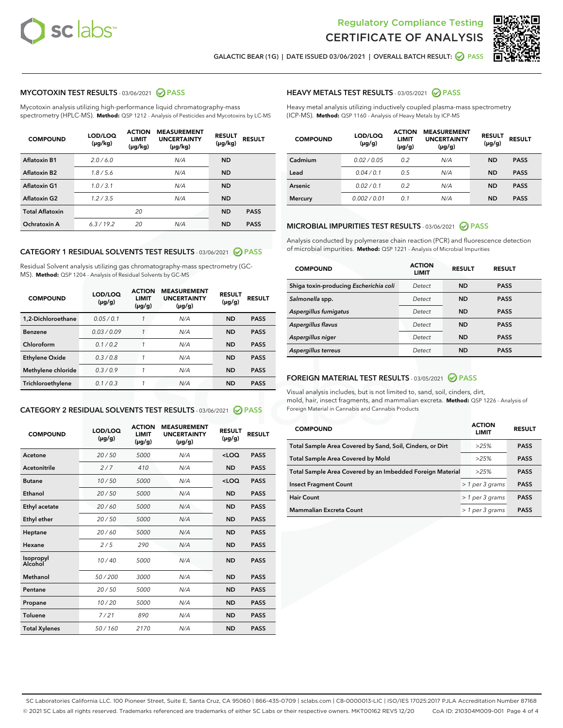Regulatory Compliance Testing
CERTIFICATE OF ANALYSIS

GALACTIC BEAR (1G) | DATE ISSUED 03/06/2021 | OVERALL BATCH RESULT: PASS

## MYCOTOXIN TEST RESULTS - 03/06/2021 PASS

Mycotoxin analysis utilizing high-performance liquid chromatography-mass spectrometry (HPLC-MS). **Method:** QSP 1212 - Analysis of Pesticides and Mycotoxins by LC-MS

| COMPOUND | LOD/LOQ (µg/kg) | ACTION LIMIT (µg/kg) | MEASUREMENT UNCERTAINTY (µg/kg) | RESULT (µg/kg) | RESULT |
|---|---|---|---|---|---|
| Aflatoxin B1 | 2.0 / 6.0 | | N/A | ND | |
| Aflatoxin B2 | 1.8 / 5.6 | | N/A | ND | |
| Aflatoxin G1 | 1.0 / 3.1 | | N/A | ND | |
| Aflatoxin G2 | 1.2 / 3.5 | | N/A | ND | |
| Total Aflatoxin | | 20 | | ND | PASS |
| Ochratoxin A | 6.3 / 19.2 | 20 | N/A | ND | PASS |

## CATEGORY 1 RESIDUAL SOLVENTS TEST RESULTS - 03/06/2021 PASS

Residual Solvent analysis utilizing gas chromatography-mass spectrometry (GC-MS). **Method:** QSP 1204 - Analysis of Residual Solvents by GC-MS

| COMPOUND | LOD/LOQ (µg/g) | ACTION LIMIT (µg/g) | MEASUREMENT UNCERTAINTY (µg/g) | RESULT (µg/g) | RESULT |
|---|---|---|---|---|---|
| 1,2-Dichloroethane | 0.05 / 0.1 | 1 | N/A | ND | PASS |
| Benzene | 0.03 / 0.09 | 1 | N/A | ND | PASS |
| Chloroform | 0.1 / 0.2 | 1 | N/A | ND | PASS |
| Ethylene Oxide | 0.3 / 0.8 | 1 | N/A | ND | PASS |
| Methylene chloride | 0.3 / 0.9 | 1 | N/A | ND | PASS |
| Trichloroethylene | 0.1 / 0.3 | 1 | N/A | ND | PASS |

## CATEGORY 2 RESIDUAL SOLVENTS TEST RESULTS - 03/06/2021 PASS

| COMPOUND | LOD/LOQ (µg/g) | ACTION LIMIT (µg/g) | MEASUREMENT UNCERTAINTY (µg/g) | RESULT (µg/g) | RESULT |
|---|---|---|---|---|---|
| Acetone | 20 / 50 | 5000 | N/A | <LOQ | PASS |
| Acetonitrile | 2 / 7 | 410 | N/A | ND | PASS |
| Butane | 10 / 50 | 5000 | N/A | <LOQ | PASS |
| Ethanol | 20 / 50 | 5000 | N/A | ND | PASS |
| Ethyl acetate | 20 / 60 | 5000 | N/A | ND | PASS |
| Ethyl ether | 20 / 50 | 5000 | N/A | ND | PASS |
| Heptane | 20 / 60 | 5000 | N/A | ND | PASS |
| Hexane | 2 / 5 | 290 | N/A | ND | PASS |
| Isopropyl Alcohol | 10 / 40 | 5000 | N/A | ND | PASS |
| Methanol | 50 / 200 | 3000 | N/A | ND | PASS |
| Pentane | 20 / 50 | 5000 | N/A | ND | PASS |
| Propane | 10 / 20 | 5000 | N/A | ND | PASS |
| Toluene | 7 / 21 | 890 | N/A | ND | PASS |
| Total Xylenes | 50 / 160 | 2170 | N/A | ND | PASS |

## HEAVY METALS TEST RESULTS - 03/05/2021 PASS

Heavy metal analysis utilizing inductively coupled plasma-mass spectrometry (ICP-MS). **Method:** QSP 1160 - Analysis of Heavy Metals by ICP-MS

| COMPOUND | LOD/LOQ (µg/g) | ACTION LIMIT (µg/g) | MEASUREMENT UNCERTAINTY (µg/g) | RESULT (µg/g) | RESULT |
|---|---|---|---|---|---|
| Cadmium | 0.02 / 0.05 | 0.2 | N/A | ND | PASS |
| Lead | 0.04 / 0.1 | 0.5 | N/A | ND | PASS |
| Arsenic | 0.02 / 0.1 | 0.2 | N/A | ND | PASS |
| Mercury | 0.002 / 0.01 | 0.1 | N/A | ND | PASS |

## MICROBIAL IMPURITIES TEST RESULTS - 03/06/2021 PASS

Analysis conducted by polymerase chain reaction (PCR) and fluorescence detection of microbial impurities. **Method:** QSP 1221 - Analysis of Microbial Impurities

| COMPOUND | ACTION LIMIT | RESULT | RESULT |
|---|---|---|---|
| Shiga toxin-producing *Escherichia coli* | Detect | ND | PASS |
| *Salmonella* spp. | Detect | ND | PASS |
| *Aspergillus fumigatus* | Detect | ND | PASS |
| *Aspergillus flavus* | Detect | ND | PASS |
| *Aspergillus niger* | Detect | ND | PASS |
| *Aspergillus terreus* | Detect | ND | PASS |

## FOREIGN MATERIAL TEST RESULTS - 03/05/2021 PASS

Visual analysis includes, but is not limited to, sand, soil, cinders, dirt, mold, hair, insect fragments, and mammalian excreta. **Method:** QSP 1226 - Analysis of Foreign Material in Cannabis and Cannabis Products

| COMPOUND | ACTION LIMIT | RESULT |
|---|---|---|
| Total Sample Area Covered by Sand, Soil, Cinders, or Dirt | >25% | PASS |
| Total Sample Area Covered by Mold | >25% | PASS |
| Total Sample Area Covered by an Imbedded Foreign Material | >25% | PASS |
| Insect Fragment Count | > 1 per 3 grams | PASS |
| Hair Count | > 1 per 3 grams | PASS |
| Mammalian Excreta Count | > 1 per 3 grams | PASS |

SC Laboratories California LLC. 100 Pioneer Street, Suite E, Santa Cruz, CA 95060 | 866-435-0709 | sclabs.com | C8-0000013-LIC | ISO/IES 17025:2017 PJLA Accreditation Number 87168
© 2021 SC Labs all rights reserved. Trademarks referenced are trademarks of either SC Labs or their respective owners. MKT00162 REV5 12/20 CoA ID: 210304M009-001